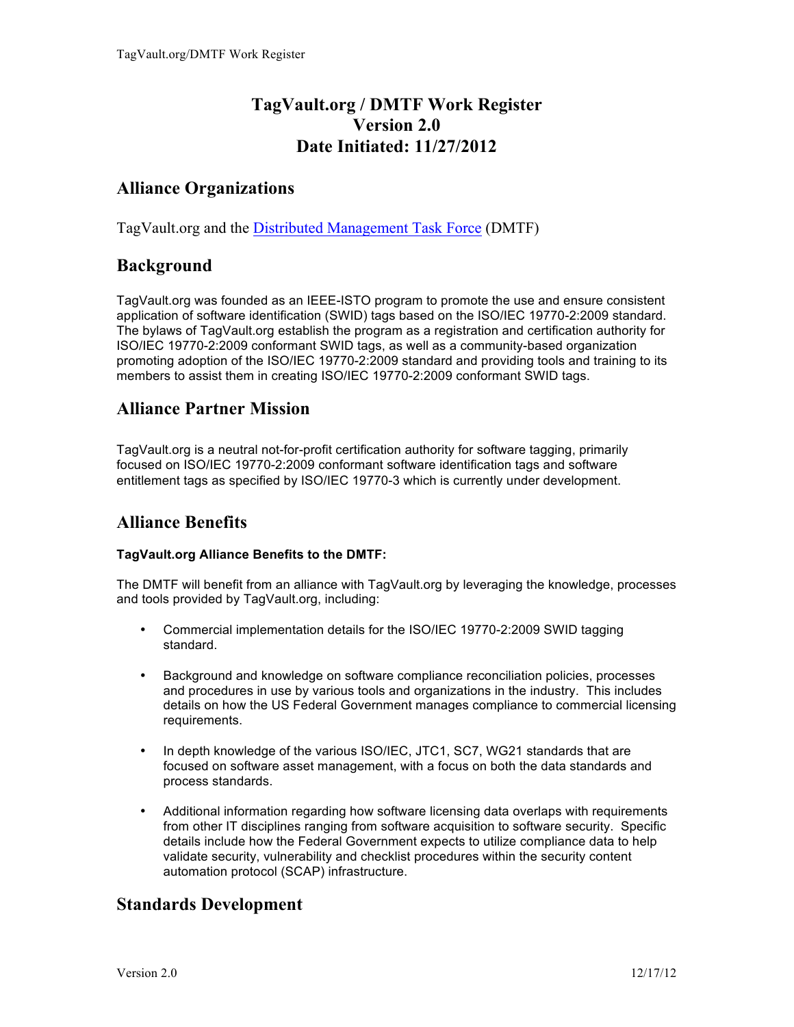# TagVault.org / DMTF Work Register
# Version 2.0
# Date Initiated: 11/27/2012

## Alliance Organizations

TagVault.org and the [Distributed Management Task Force](#) (DMTF)

## Background

TagVault.org was founded as an IEEE-ISTO program to promote the use and ensure consistent application of software identification (SWID) tags based on the ISO/IEC 19770-2:2009 standard. The bylaws of TagVault.org establish the program as a registration and certification authority for ISO/IEC 19770-2:2009 conformant SWID tags, as well as a community-based organization promoting adoption of the ISO/IEC 19770-2:2009 standard and providing tools and training to its members to assist them in creating ISO/IEC 19770-2:2009 conformant SWID tags.

## Alliance Partner Mission

TagVault.org is a neutral not-for-profit certification authority for software tagging, primarily focused on ISO/IEC 19770-2:2009 conformant software identification tags and software entitlement tags as specified by ISO/IEC 19770-3 which is currently under development.

## Alliance Benefits

**TagVault.org Alliance Benefits to the DMTF:**

The DMTF will benefit from an alliance with TagVault.org by leveraging the knowledge, processes and tools provided by TagVault.org, including:

- Commercial implementation details for the ISO/IEC 19770-2:2009 SWID tagging standard.
- Background and knowledge on software compliance reconciliation policies, processes and procedures in use by various tools and organizations in the industry. This includes details on how the US Federal Government manages compliance to commercial licensing requirements.
- In depth knowledge of the various ISO/IEC, JTC1, SC7, WG21 standards that are focused on software asset management, with a focus on both the data standards and process standards.
- Additional information regarding how software licensing data overlaps with requirements from other IT disciplines ranging from software acquisition to software security. Specific details include how the Federal Government expects to utilize compliance data to help validate security, vulnerability and checklist procedures within the security content automation protocol (SCAP) infrastructure.

## Standards Development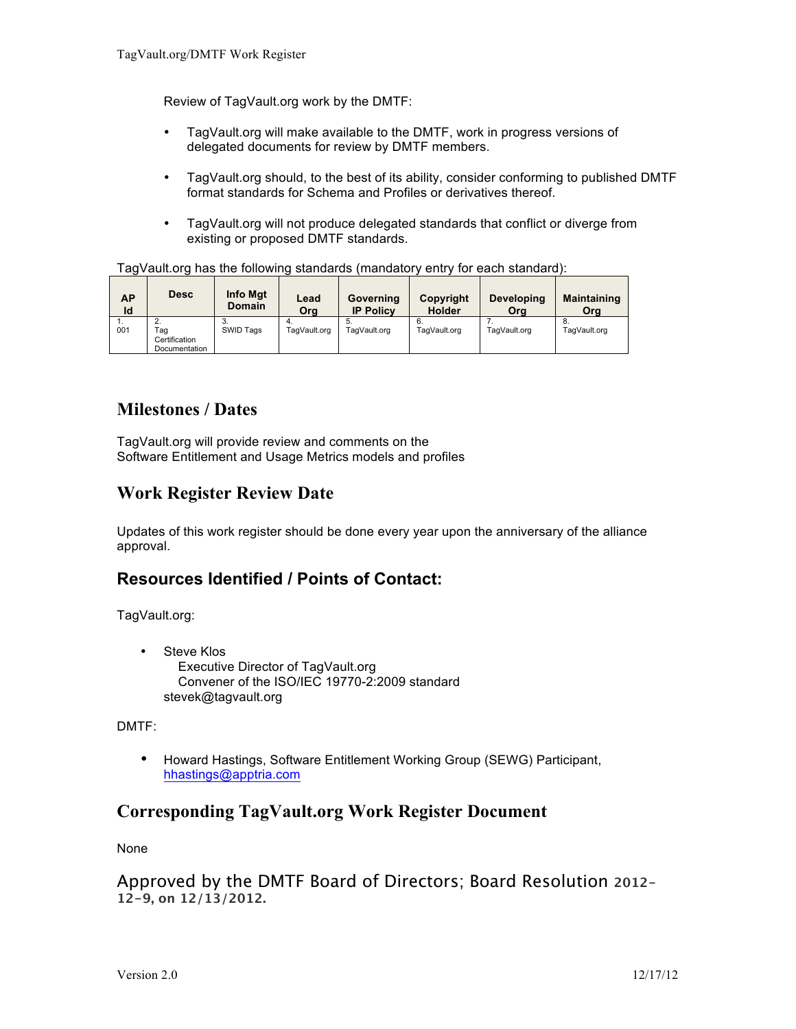Review of TagVault.org work by the DMTF:

- TagVault.org will make available to the DMTF, work in progress versions of delegated documents for review by DMTF members.
- TagVault.org should, to the best of its ability, consider conforming to published DMTF format standards for Schema and Profiles or derivatives thereof.
- TagVault.org will not produce delegated standards that conflict or diverge from existing or proposed DMTF standards.

TagVault.org has the following standards (mandatory entry for each standard):

| AP Id | Desc | Info Mgt Domain | Lead Org | Governing IP Policy | Copyright Holder | Developing Org | Maintaining Org |
|---|---|---|---|---|---|---|---|
| 1. 001 | 2. Tag Certification Documentation | 3. SWID Tags | 4. TagVault.org | 5. TagVault.org | 6. TagVault.org | 7. TagVault.org | 8. TagVault.org |

## Milestones / Dates

TagVault.org will provide review and comments on the Software Entitlement and Usage Metrics models and profiles

## Work Register Review Date

Updates of this work register should be done every year upon the anniversary of the alliance approval.

## Resources Identified / Points of Contact:

TagVault.org:

- Steve Klos
  Executive Director of TagVault.org
  Convener of the ISO/IEC 19770-2:2009 standard
  stevek@tagvault.org

DMTF:

- Howard Hastings, Software Entitlement Working Group (SEWG) Participant, hhastings@apptria.com

## Corresponding TagVault.org Work Register Document

None

## Approved by the DMTF Board of Directors; Board Resolution 2012-12-9, on 12/13/2012.